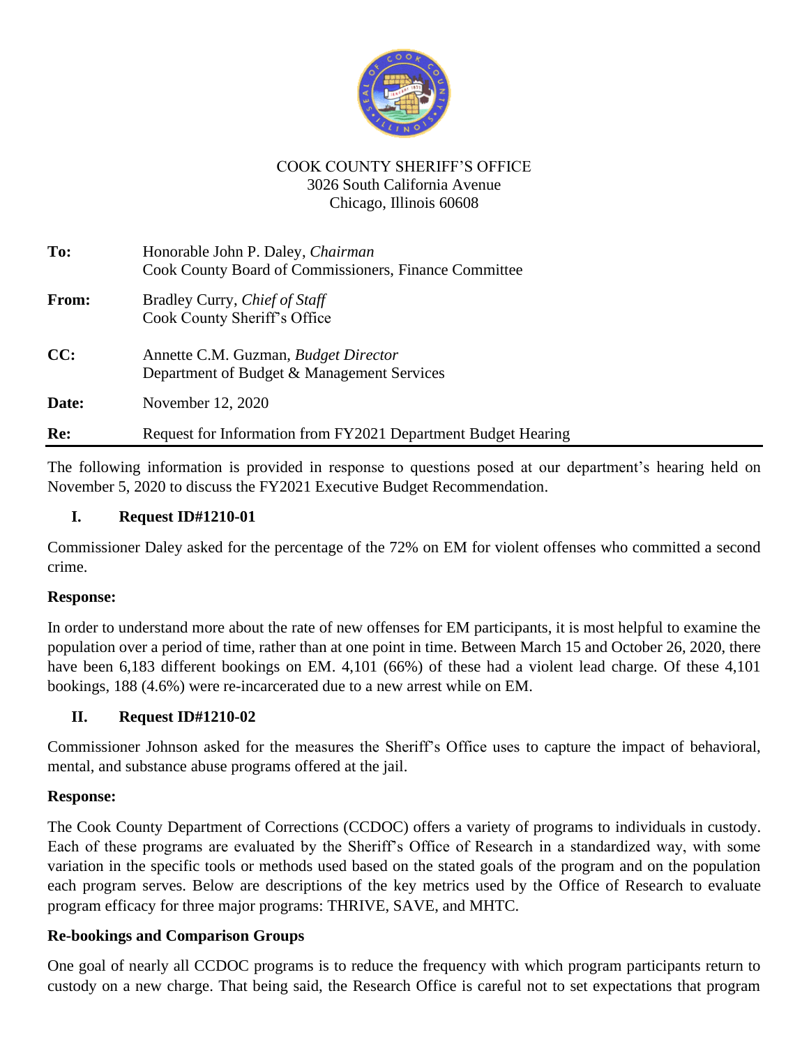COOK COUNTY SHERIFF'S OFFICE
3026 South California Avenue
Chicago, Illinois 60608

| | |
|---|---|
| **To:** | Honorable John P. Daley, *Chairman*<br>Cook County Board of Commissioners, Finance Committee |
| **From:** | Bradley Curry, *Chief of Staff*<br>Cook County Sheriff's Office |
| **CC:** | Annette C.M. Guzman, *Budget Director*<br>Department of Budget & Management Services |
| **Date:** | November 12, 2020 |
| **Re:** | Request for Information from FY2021 Department Budget Hearing |

The following information is provided in response to questions posed at our department's hearing held on November 5, 2020 to discuss the FY2021 Executive Budget Recommendation.

## I. Request ID#1210-01

Commissioner Daley asked for the percentage of the 72% on EM for violent offenses who committed a second crime.

**Response:**

In order to understand more about the rate of new offenses for EM participants, it is most helpful to examine the population over a period of time, rather than at one point in time. Between March 15 and October 26, 2020, there have been 6,183 different bookings on EM. 4,101 (66%) of these had a violent lead charge. Of these 4,101 bookings, 188 (4.6%) were re-incarcerated due to a new arrest while on EM.

## II. Request ID#1210-02

Commissioner Johnson asked for the measures the Sheriff's Office uses to capture the impact of behavioral, mental, and substance abuse programs offered at the jail.

**Response:**

The Cook County Department of Corrections (CCDOC) offers a variety of programs to individuals in custody. Each of these programs are evaluated by the Sheriff's Office of Research in a standardized way, with some variation in the specific tools or methods used based on the stated goals of the program and on the population each program serves. Below are descriptions of the key metrics used by the Office of Research to evaluate program efficacy for three major programs: THRIVE, SAVE, and MHTC.

**Re-bookings and Comparison Groups**

One goal of nearly all CCDOC programs is to reduce the frequency with which program participants return to custody on a new charge. That being said, the Research Office is careful not to set expectations that program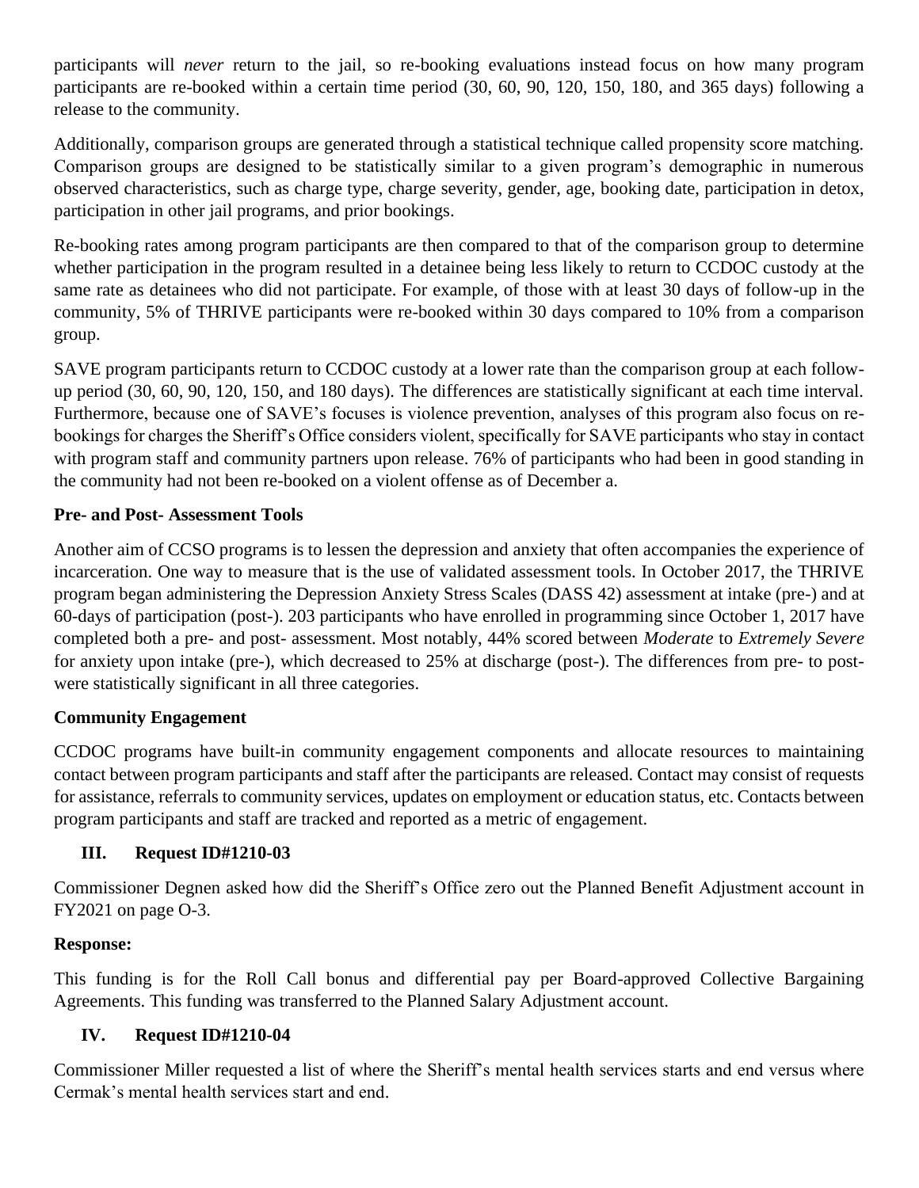participants will *never* return to the jail, so re-booking evaluations instead focus on how many program participants are re-booked within a certain time period (30, 60, 90, 120, 150, 180, and 365 days) following a release to the community.

Additionally, comparison groups are generated through a statistical technique called propensity score matching. Comparison groups are designed to be statistically similar to a given program's demographic in numerous observed characteristics, such as charge type, charge severity, gender, age, booking date, participation in detox, participation in other jail programs, and prior bookings.

Re-booking rates among program participants are then compared to that of the comparison group to determine whether participation in the program resulted in a detainee being less likely to return to CCDOC custody at the same rate as detainees who did not participate. For example, of those with at least 30 days of follow-up in the community, 5% of THRIVE participants were re-booked within 30 days compared to 10% from a comparison group.

SAVE program participants return to CCDOC custody at a lower rate than the comparison group at each follow-up period (30, 60, 90, 120, 150, and 180 days). The differences are statistically significant at each time interval. Furthermore, because one of SAVE's focuses is violence prevention, analyses of this program also focus on re-bookings for charges the Sheriff's Office considers violent, specifically for SAVE participants who stay in contact with program staff and community partners upon release. 76% of participants who had been in good standing in the community had not been re-booked on a violent offense as of December a.

**Pre- and Post- Assessment Tools**

Another aim of CCSO programs is to lessen the depression and anxiety that often accompanies the experience of incarceration. One way to measure that is the use of validated assessment tools. In October 2017, the THRIVE program began administering the Depression Anxiety Stress Scales (DASS 42) assessment at intake (pre-) and at 60-days of participation (post-). 203 participants who have enrolled in programming since October 1, 2017 have completed both a pre- and post- assessment. Most notably, 44% scored between *Moderate* to *Extremely Severe* for anxiety upon intake (pre-), which decreased to 25% at discharge (post-). The differences from pre- to post- were statistically significant in all three categories.

**Community Engagement**

CCDOC programs have built-in community engagement components and allocate resources to maintaining contact between program participants and staff after the participants are released. Contact may consist of requests for assistance, referrals to community services, updates on employment or education status, etc. Contacts between program participants and staff are tracked and reported as a metric of engagement.

## III. Request ID#1210-03

Commissioner Degnen asked how did the Sheriff's Office zero out the Planned Benefit Adjustment account in FY2021 on page O-3.

**Response:**

This funding is for the Roll Call bonus and differential pay per Board-approved Collective Bargaining Agreements. This funding was transferred to the Planned Salary Adjustment account.

## IV. Request ID#1210-04

Commissioner Miller requested a list of where the Sheriff's mental health services starts and end versus where Cermak's mental health services start and end.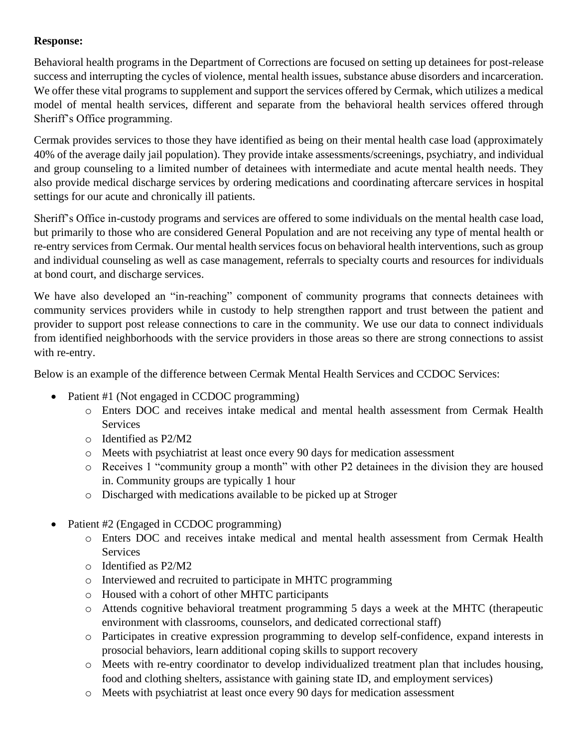**Response:**

Behavioral health programs in the Department of Corrections are focused on setting up detainees for post-release success and interrupting the cycles of violence, mental health issues, substance abuse disorders and incarceration. We offer these vital programs to supplement and support the services offered by Cermak, which utilizes a medical model of mental health services, different and separate from the behavioral health services offered through Sheriff's Office programming.

Cermak provides services to those they have identified as being on their mental health case load (approximately 40% of the average daily jail population). They provide intake assessments/screenings, psychiatry, and individual and group counseling to a limited number of detainees with intermediate and acute mental health needs. They also provide medical discharge services by ordering medications and coordinating aftercare services in hospital settings for our acute and chronically ill patients.

Sheriff's Office in-custody programs and services are offered to some individuals on the mental health case load, but primarily to those who are considered General Population and are not receiving any type of mental health or re-entry services from Cermak. Our mental health services focus on behavioral health interventions, such as group and individual counseling as well as case management, referrals to specialty courts and resources for individuals at bond court, and discharge services.

We have also developed an "in-reaching" component of community programs that connects detainees with community services providers while in custody to help strengthen rapport and trust between the patient and provider to support post release connections to care in the community. We use our data to connect individuals from identified neighborhoods with the service providers in those areas so there are strong connections to assist with re-entry.

Below is an example of the difference between Cermak Mental Health Services and CCDOC Services:

- Patient #1 (Not engaged in CCDOC programming)
  - Enters DOC and receives intake medical and mental health assessment from Cermak Health Services
  - Identified as P2/M2
  - Meets with psychiatrist at least once every 90 days for medication assessment
  - Receives 1 "community group a month" with other P2 detainees in the division they are housed in. Community groups are typically 1 hour
  - Discharged with medications available to be picked up at Stroger

- Patient #2 (Engaged in CCDOC programming)
  - Enters DOC and receives intake medical and mental health assessment from Cermak Health Services
  - Identified as P2/M2
  - Interviewed and recruited to participate in MHTC programming
  - Housed with a cohort of other MHTC participants
  - Attends cognitive behavioral treatment programming 5 days a week at the MHTC (therapeutic environment with classrooms, counselors, and dedicated correctional staff)
  - Participates in creative expression programming to develop self-confidence, expand interests in prosocial behaviors, learn additional coping skills to support recovery
  - Meets with re-entry coordinator to develop individualized treatment plan that includes housing, food and clothing shelters, assistance with gaining state ID, and employment services)
  - Meets with psychiatrist at least once every 90 days for medication assessment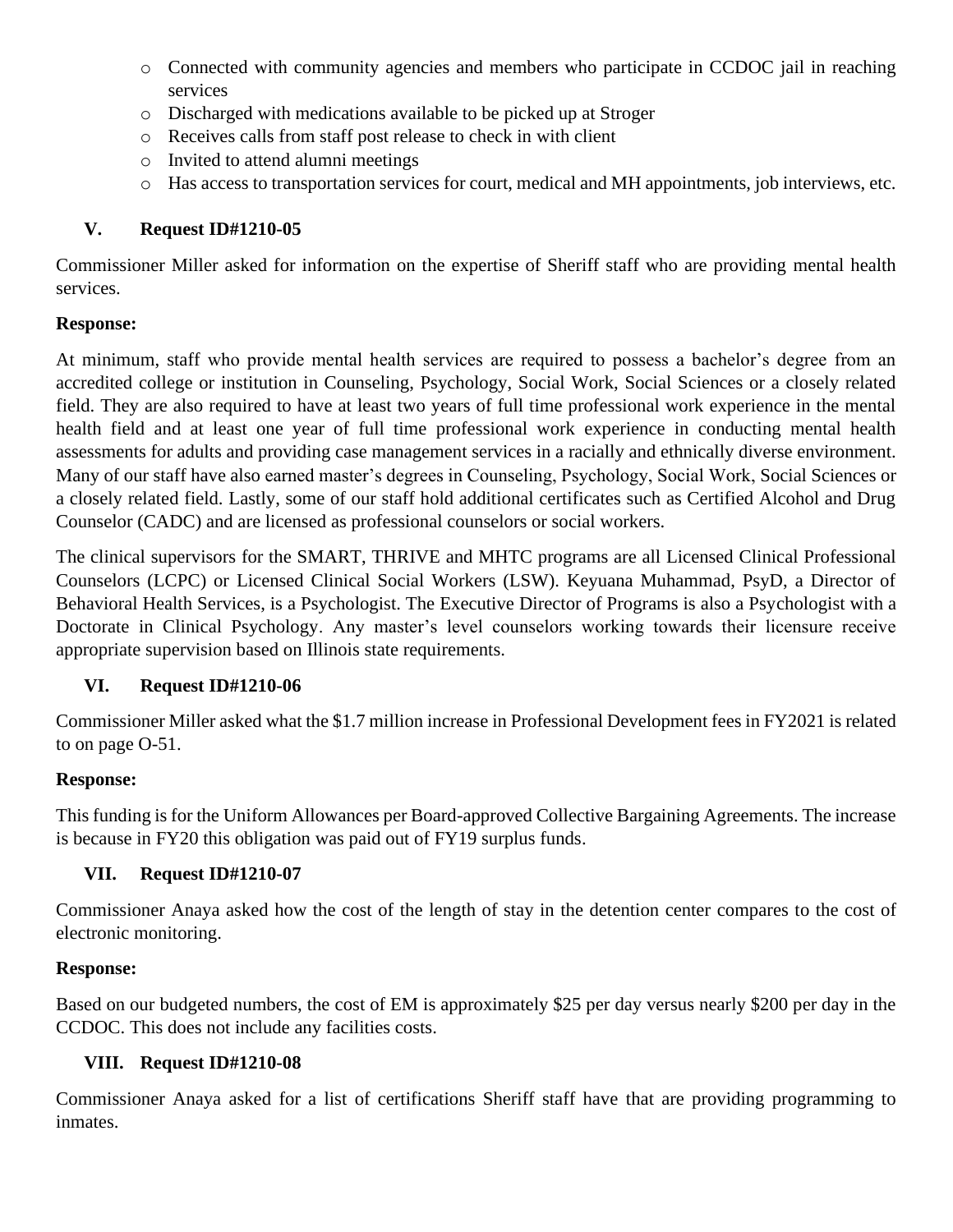- Connected with community agencies and members who participate in CCDOC jail in reaching services
- Discharged with medications available to be picked up at Stroger
- Receives calls from staff post release to check in with client
- Invited to attend alumni meetings
- Has access to transportation services for court, medical and MH appointments, job interviews, etc.

## V. Request ID#1210-05

Commissioner Miller asked for information on the expertise of Sheriff staff who are providing mental health services.

**Response:**

At minimum, staff who provide mental health services are required to possess a bachelor's degree from an accredited college or institution in Counseling, Psychology, Social Work, Social Sciences or a closely related field. They are also required to have at least two years of full time professional work experience in the mental health field and at least one year of full time professional work experience in conducting mental health assessments for adults and providing case management services in a racially and ethnically diverse environment. Many of our staff have also earned master's degrees in Counseling, Psychology, Social Work, Social Sciences or a closely related field. Lastly, some of our staff hold additional certificates such as Certified Alcohol and Drug Counselor (CADC) and are licensed as professional counselors or social workers.

The clinical supervisors for the SMART, THRIVE and MHTC programs are all Licensed Clinical Professional Counselors (LCPC) or Licensed Clinical Social Workers (LSW). Keyuana Muhammad, PsyD, a Director of Behavioral Health Services, is a Psychologist. The Executive Director of Programs is also a Psychologist with a Doctorate in Clinical Psychology. Any master's level counselors working towards their licensure receive appropriate supervision based on Illinois state requirements.

## VI. Request ID#1210-06

Commissioner Miller asked what the $1.7 million increase in Professional Development fees in FY2021 is related to on page O-51.

**Response:**

This funding is for the Uniform Allowances per Board-approved Collective Bargaining Agreements. The increase is because in FY20 this obligation was paid out of FY19 surplus funds.

## VII. Request ID#1210-07

Commissioner Anaya asked how the cost of the length of stay in the detention center compares to the cost of electronic monitoring.

**Response:**

Based on our budgeted numbers, the cost of EM is approximately $25 per day versus nearly $200 per day in the CCDOC. This does not include any facilities costs.

## VIII. Request ID#1210-08

Commissioner Anaya asked for a list of certifications Sheriff staff have that are providing programming to inmates.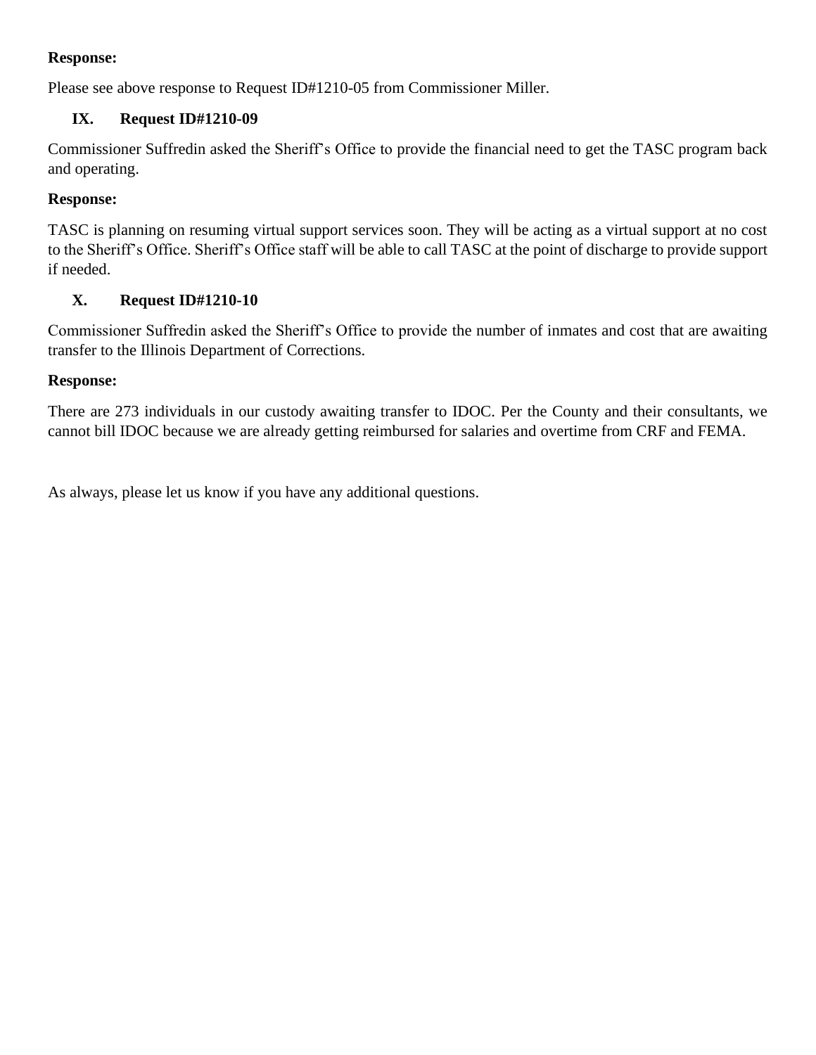**Response:**

Please see above response to Request ID#1210-05 from Commissioner Miller.

## IX. Request ID#1210-09

Commissioner Suffredin asked the Sheriff's Office to provide the financial need to get the TASC program back and operating.

**Response:**

TASC is planning on resuming virtual support services soon. They will be acting as a virtual support at no cost to the Sheriff's Office. Sheriff's Office staff will be able to call TASC at the point of discharge to provide support if needed.

## X. Request ID#1210-10

Commissioner Suffredin asked the Sheriff's Office to provide the number of inmates and cost that are awaiting transfer to the Illinois Department of Corrections.

**Response:**

There are 273 individuals in our custody awaiting transfer to IDOC. Per the County and their consultants, we cannot bill IDOC because we are already getting reimbursed for salaries and overtime from CRF and FEMA.

As always, please let us know if you have any additional questions.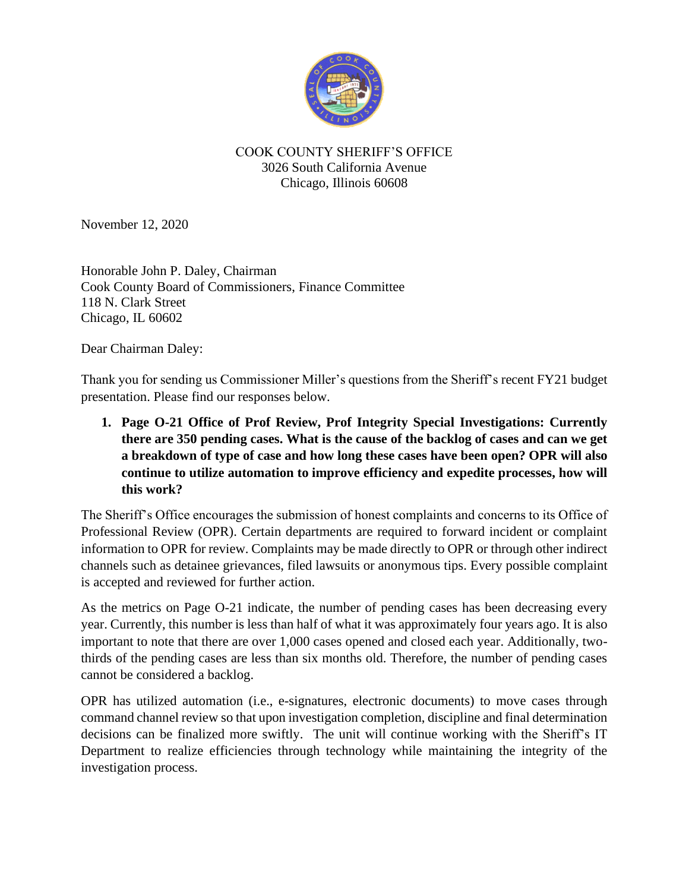COOK COUNTY SHERIFF'S OFFICE
3026 South California Avenue
Chicago, Illinois 60608

November 12, 2020

Honorable John P. Daley, Chairman
Cook County Board of Commissioners, Finance Committee
118 N. Clark Street
Chicago, IL 60602

Dear Chairman Daley:

Thank you for sending us Commissioner Miller's questions from the Sheriff's recent FY21 budget presentation. Please find our responses below.

1. **Page O-21 Office of Prof Review, Prof Integrity Special Investigations: Currently there are 350 pending cases. What is the cause of the backlog of cases and can we get a breakdown of type of case and how long these cases have been open? OPR will also continue to utilize automation to improve efficiency and expedite processes, how will this work?**

The Sheriff's Office encourages the submission of honest complaints and concerns to its Office of Professional Review (OPR). Certain departments are required to forward incident or complaint information to OPR for review. Complaints may be made directly to OPR or through other indirect channels such as detainee grievances, filed lawsuits or anonymous tips. Every possible complaint is accepted and reviewed for further action.

As the metrics on Page O-21 indicate, the number of pending cases has been decreasing every year. Currently, this number is less than half of what it was approximately four years ago. It is also important to note that there are over 1,000 cases opened and closed each year. Additionally, two-thirds of the pending cases are less than six months old. Therefore, the number of pending cases cannot be considered a backlog.

OPR has utilized automation (i.e., e-signatures, electronic documents) to move cases through command channel review so that upon investigation completion, discipline and final determination decisions can be finalized more swiftly. The unit will continue working with the Sheriff's IT Department to realize efficiencies through technology while maintaining the integrity of the investigation process.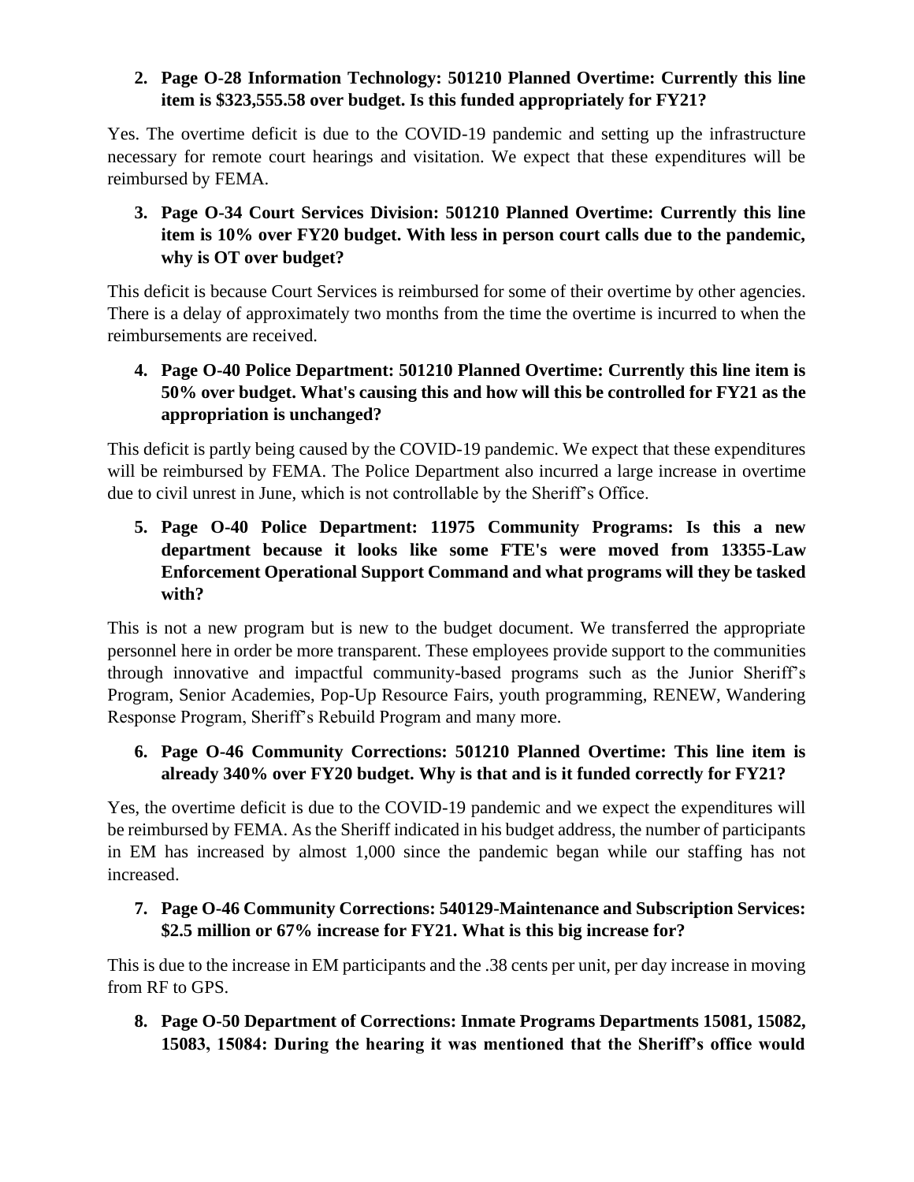2. **Page O-28 Information Technology: 501210 Planned Overtime: Currently this line item is $323,555.58 over budget. Is this funded appropriately for FY21?**

Yes. The overtime deficit is due to the COVID-19 pandemic and setting up the infrastructure necessary for remote court hearings and visitation. We expect that these expenditures will be reimbursed by FEMA.

3. **Page O-34 Court Services Division: 501210 Planned Overtime: Currently this line item is 10% over FY20 budget. With less in person court calls due to the pandemic, why is OT over budget?**

This deficit is because Court Services is reimbursed for some of their overtime by other agencies. There is a delay of approximately two months from the time the overtime is incurred to when the reimbursements are received.

4. **Page O-40 Police Department: 501210 Planned Overtime: Currently this line item is 50% over budget. What's causing this and how will this be controlled for FY21 as the appropriation is unchanged?**

This deficit is partly being caused by the COVID-19 pandemic. We expect that these expenditures will be reimbursed by FEMA. The Police Department also incurred a large increase in overtime due to civil unrest in June, which is not controllable by the Sheriff's Office.

5. **Page O-40 Police Department: 11975 Community Programs: Is this a new department because it looks like some FTE's were moved from 13355-Law Enforcement Operational Support Command and what programs will they be tasked with?**

This is not a new program but is new to the budget document. We transferred the appropriate personnel here in order be more transparent. These employees provide support to the communities through innovative and impactful community-based programs such as the Junior Sheriff's Program, Senior Academies, Pop-Up Resource Fairs, youth programming, RENEW, Wandering Response Program, Sheriff's Rebuild Program and many more.

6. **Page O-46 Community Corrections: 501210 Planned Overtime: This line item is already 340% over FY20 budget. Why is that and is it funded correctly for FY21?**

Yes, the overtime deficit is due to the COVID-19 pandemic and we expect the expenditures will be reimbursed by FEMA. As the Sheriff indicated in his budget address, the number of participants in EM has increased by almost 1,000 since the pandemic began while our staffing has not increased.

7. **Page O-46 Community Corrections: 540129-Maintenance and Subscription Services: $2.5 million or 67% increase for FY21. What is this big increase for?**

This is due to the increase in EM participants and the .38 cents per unit, per day increase in moving from RF to GPS.

8. **Page O-50 Department of Corrections: Inmate Programs Departments 15081, 15082, 15083, 15084: During the hearing it was mentioned that the Sheriff's office would**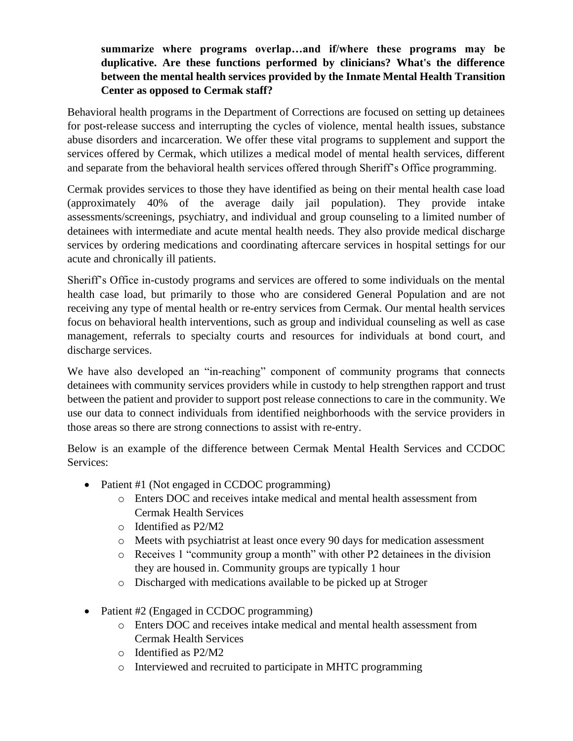**summarize where programs overlap…and if/where these programs may be duplicative. Are these functions performed by clinicians? What's the difference between the mental health services provided by the Inmate Mental Health Transition Center as opposed to Cermak staff?**

Behavioral health programs in the Department of Corrections are focused on setting up detainees for post-release success and interrupting the cycles of violence, mental health issues, substance abuse disorders and incarceration. We offer these vital programs to supplement and support the services offered by Cermak, which utilizes a medical model of mental health services, different and separate from the behavioral health services offered through Sheriff's Office programming.

Cermak provides services to those they have identified as being on their mental health case load (approximately 40% of the average daily jail population). They provide intake assessments/screenings, psychiatry, and individual and group counseling to a limited number of detainees with intermediate and acute mental health needs. They also provide medical discharge services by ordering medications and coordinating aftercare services in hospital settings for our acute and chronically ill patients.

Sheriff's Office in-custody programs and services are offered to some individuals on the mental health case load, but primarily to those who are considered General Population and are not receiving any type of mental health or re-entry services from Cermak. Our mental health services focus on behavioral health interventions, such as group and individual counseling as well as case management, referrals to specialty courts and resources for individuals at bond court, and discharge services.

We have also developed an "in-reaching" component of community programs that connects detainees with community services providers while in custody to help strengthen rapport and trust between the patient and provider to support post release connections to care in the community. We use our data to connect individuals from identified neighborhoods with the service providers in those areas so there are strong connections to assist with re-entry.

Below is an example of the difference between Cermak Mental Health Services and CCDOC Services:

- Patient #1 (Not engaged in CCDOC programming)
  - Enters DOC and receives intake medical and mental health assessment from Cermak Health Services
  - Identified as P2/M2
  - Meets with psychiatrist at least once every 90 days for medication assessment
  - Receives 1 "community group a month" with other P2 detainees in the division they are housed in. Community groups are typically 1 hour
  - Discharged with medications available to be picked up at Stroger

- Patient #2 (Engaged in CCDOC programming)
  - Enters DOC and receives intake medical and mental health assessment from Cermak Health Services
  - Identified as P2/M2
  - Interviewed and recruited to participate in MHTC programming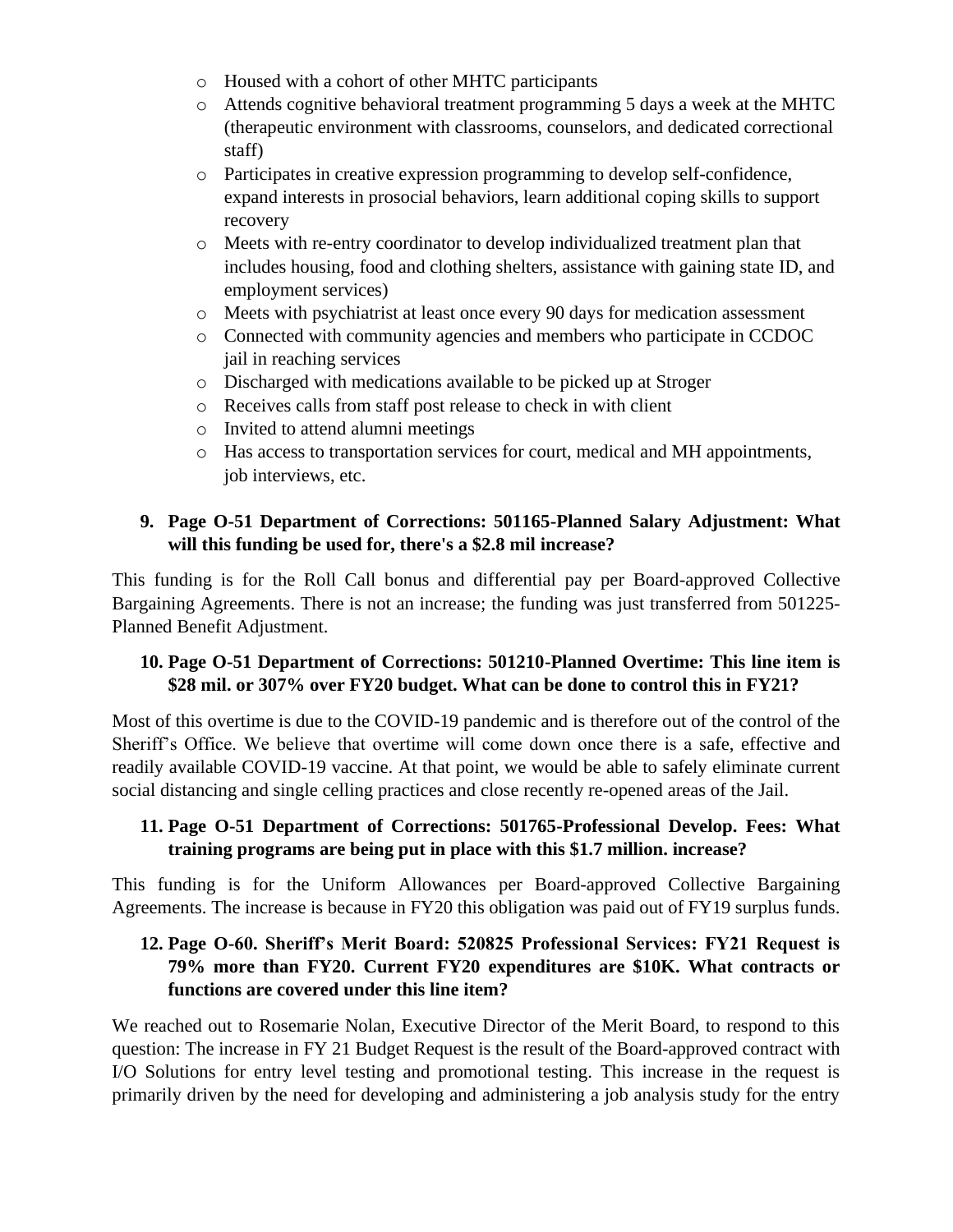- Housed with a cohort of other MHTC participants
  - Attends cognitive behavioral treatment programming 5 days a week at the MHTC (therapeutic environment with classrooms, counselors, and dedicated correctional staff)
  - Participates in creative expression programming to develop self-confidence, expand interests in prosocial behaviors, learn additional coping skills to support recovery
  - Meets with re-entry coordinator to develop individualized treatment plan that includes housing, food and clothing shelters, assistance with gaining state ID, and employment services)
  - Meets with psychiatrist at least once every 90 days for medication assessment
  - Connected with community agencies and members who participate in CCDOC jail in reaching services
  - Discharged with medications available to be picked up at Stroger
  - Receives calls from staff post release to check in with client
  - Invited to attend alumni meetings
  - Has access to transportation services for court, medical and MH appointments, job interviews, etc.

**9. Page O-51 Department of Corrections: 501165-Planned Salary Adjustment: What will this funding be used for, there's a $2.8 mil increase?**

This funding is for the Roll Call bonus and differential pay per Board-approved Collective Bargaining Agreements. There is not an increase; the funding was just transferred from 501225-Planned Benefit Adjustment.

**10. Page O-51 Department of Corrections: 501210-Planned Overtime: This line item is $28 mil. or 307% over FY20 budget. What can be done to control this in FY21?**

Most of this overtime is due to the COVID-19 pandemic and is therefore out of the control of the Sheriff's Office. We believe that overtime will come down once there is a safe, effective and readily available COVID-19 vaccine. At that point, we would be able to safely eliminate current social distancing and single celling practices and close recently re-opened areas of the Jail.

**11. Page O-51 Department of Corrections: 501765-Professional Develop. Fees: What training programs are being put in place with this $1.7 million. increase?**

This funding is for the Uniform Allowances per Board-approved Collective Bargaining Agreements. The increase is because in FY20 this obligation was paid out of FY19 surplus funds.

**12. Page O-60. Sheriff's Merit Board: 520825 Professional Services: FY21 Request is 79% more than FY20. Current FY20 expenditures are $10K. What contracts or functions are covered under this line item?**

We reached out to Rosemarie Nolan, Executive Director of the Merit Board, to respond to this question: The increase in FY 21 Budget Request is the result of the Board-approved contract with I/O Solutions for entry level testing and promotional testing. This increase in the request is primarily driven by the need for developing and administering a job analysis study for the entry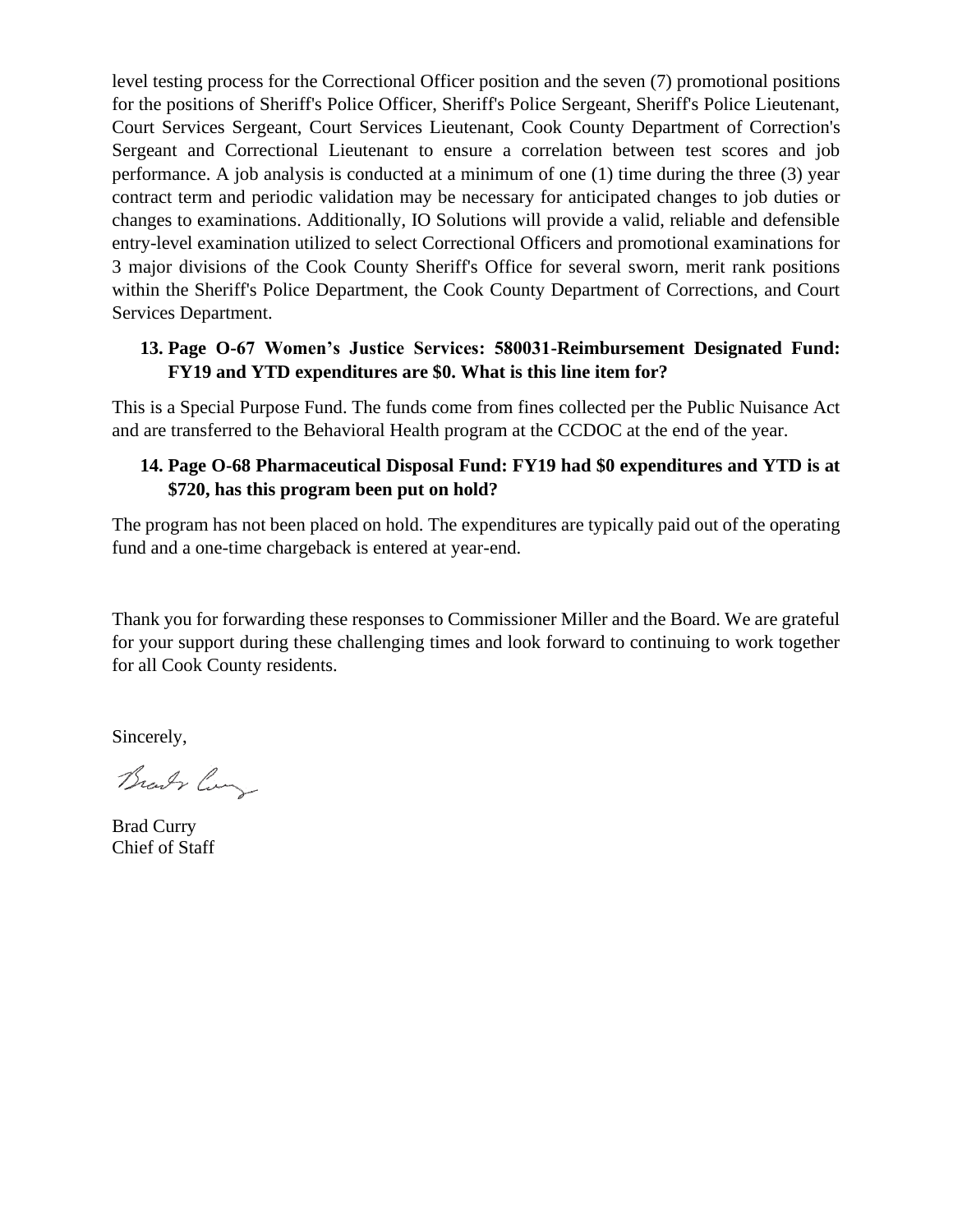level testing process for the Correctional Officer position and the seven (7) promotional positions for the positions of Sheriff's Police Officer, Sheriff's Police Sergeant, Sheriff's Police Lieutenant, Court Services Sergeant, Court Services Lieutenant, Cook County Department of Correction's Sergeant and Correctional Lieutenant to ensure a correlation between test scores and job performance. A job analysis is conducted at a minimum of one (1) time during the three (3) year contract term and periodic validation may be necessary for anticipated changes to job duties or changes to examinations. Additionally, IO Solutions will provide a valid, reliable and defensible entry-level examination utilized to select Correctional Officers and promotional examinations for 3 major divisions of the Cook County Sheriff's Office for several sworn, merit rank positions within the Sheriff's Police Department, the Cook County Department of Corrections, and Court Services Department.

13. **Page O-67 Women's Justice Services: 580031-Reimbursement Designated Fund: FY19 and YTD expenditures are $0. What is this line item for?**

This is a Special Purpose Fund. The funds come from fines collected per the Public Nuisance Act and are transferred to the Behavioral Health program at the CCDOC at the end of the year.

14. **Page O-68 Pharmaceutical Disposal Fund: FY19 had $0 expenditures and YTD is at $720, has this program been put on hold?**

The program has not been placed on hold. The expenditures are typically paid out of the operating fund and a one-time chargeback is entered at year-end.

Thank you for forwarding these responses to Commissioner Miller and the Board. We are grateful for your support during these challenging times and look forward to continuing to work together for all Cook County residents.

Sincerely,

Brad Curry
Chief of Staff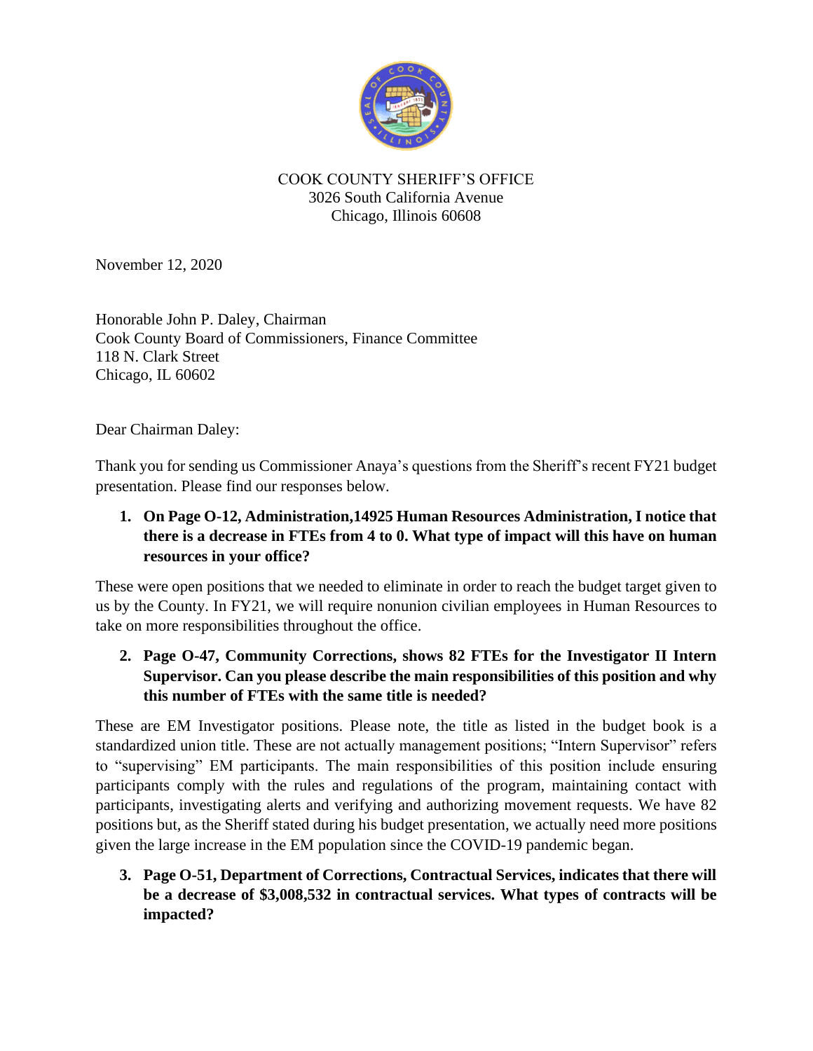COOK COUNTY SHERIFF'S OFFICE
3026 South California Avenue
Chicago, Illinois 60608

November 12, 2020

Honorable John P. Daley, Chairman
Cook County Board of Commissioners, Finance Committee
118 N. Clark Street
Chicago, IL 60602

Dear Chairman Daley:

Thank you for sending us Commissioner Anaya's questions from the Sheriff's recent FY21 budget presentation. Please find our responses below.

1. **On Page O-12, Administration,14925 Human Resources Administration, I notice that there is a decrease in FTEs from 4 to 0. What type of impact will this have on human resources in your office?**

These were open positions that we needed to eliminate in order to reach the budget target given to us by the County. In FY21, we will require nonunion civilian employees in Human Resources to take on more responsibilities throughout the office.

2. **Page O-47, Community Corrections, shows 82 FTEs for the Investigator II Intern Supervisor. Can you please describe the main responsibilities of this position and why this number of FTEs with the same title is needed?**

These are EM Investigator positions. Please note, the title as listed in the budget book is a standardized union title. These are not actually management positions; "Intern Supervisor" refers to "supervising" EM participants. The main responsibilities of this position include ensuring participants comply with the rules and regulations of the program, maintaining contact with participants, investigating alerts and verifying and authorizing movement requests. We have 82 positions but, as the Sheriff stated during his budget presentation, we actually need more positions given the large increase in the EM population since the COVID-19 pandemic began.

3. **Page O-51, Department of Corrections, Contractual Services, indicates that there will be a decrease of $3,008,532 in contractual services. What types of contracts will be impacted?**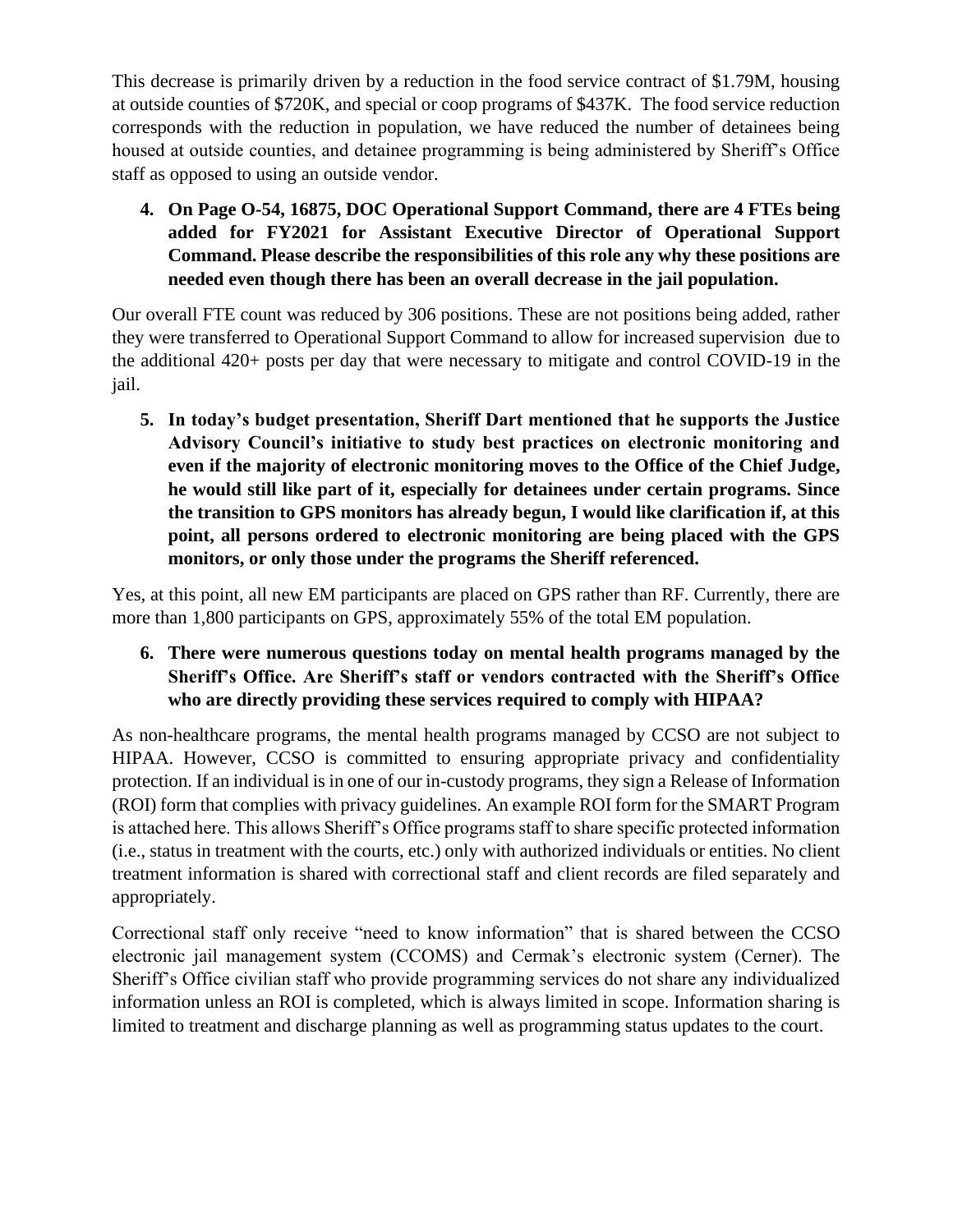This decrease is primarily driven by a reduction in the food service contract of $1.79M, housing at outside counties of $720K, and special or coop programs of $437K. The food service reduction corresponds with the reduction in population, we have reduced the number of detainees being housed at outside counties, and detainee programming is being administered by Sheriff's Office staff as opposed to using an outside vendor.

4. **On Page O-54, 16875, DOC Operational Support Command, there are 4 FTEs being added for FY2021 for Assistant Executive Director of Operational Support Command. Please describe the responsibilities of this role any why these positions are needed even though there has been an overall decrease in the jail population.**

Our overall FTE count was reduced by 306 positions. These are not positions being added, rather they were transferred to Operational Support Command to allow for increased supervision due to the additional 420+ posts per day that were necessary to mitigate and control COVID-19 in the jail.

5. **In today's budget presentation, Sheriff Dart mentioned that he supports the Justice Advisory Council's initiative to study best practices on electronic monitoring and even if the majority of electronic monitoring moves to the Office of the Chief Judge, he would still like part of it, especially for detainees under certain programs. Since the transition to GPS monitors has already begun, I would like clarification if, at this point, all persons ordered to electronic monitoring are being placed with the GPS monitors, or only those under the programs the Sheriff referenced.**

Yes, at this point, all new EM participants are placed on GPS rather than RF. Currently, there are more than 1,800 participants on GPS, approximately 55% of the total EM population.

6. **There were numerous questions today on mental health programs managed by the Sheriff's Office. Are Sheriff's staff or vendors contracted with the Sheriff's Office who are directly providing these services required to comply with HIPAA?**

As non-healthcare programs, the mental health programs managed by CCSO are not subject to HIPAA. However, CCSO is committed to ensuring appropriate privacy and confidentiality protection. If an individual is in one of our in-custody programs, they sign a Release of Information (ROI) form that complies with privacy guidelines. An example ROI form for the SMART Program is attached here. This allows Sheriff's Office programs staff to share specific protected information (i.e., status in treatment with the courts, etc.) only with authorized individuals or entities. No client treatment information is shared with correctional staff and client records are filed separately and appropriately.

Correctional staff only receive "need to know information" that is shared between the CCSO electronic jail management system (CCOMS) and Cermak's electronic system (Cerner). The Sheriff's Office civilian staff who provide programming services do not share any individualized information unless an ROI is completed, which is always limited in scope. Information sharing is limited to treatment and discharge planning as well as programming status updates to the court.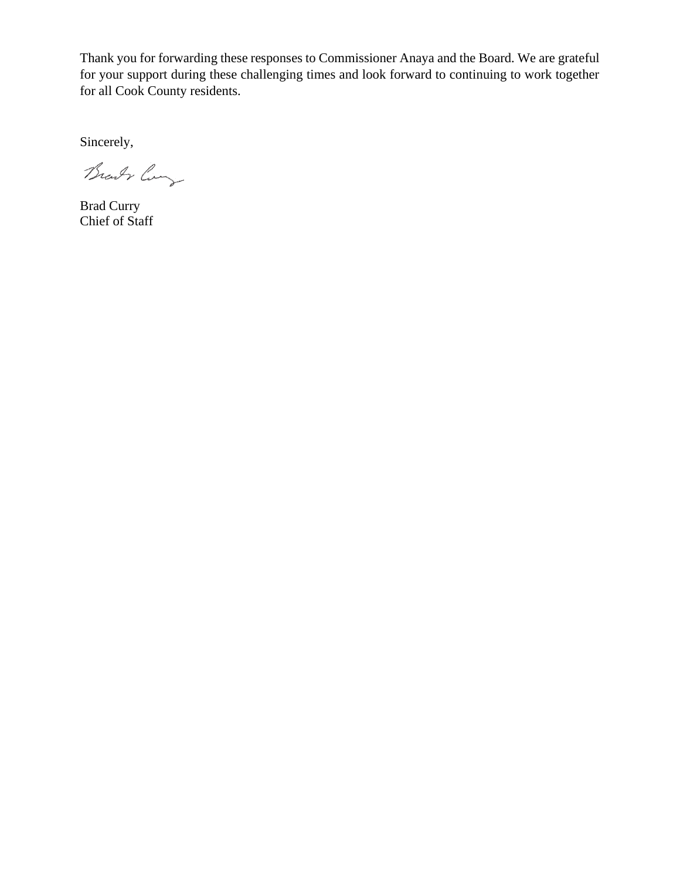Thank you for forwarding these responses to Commissioner Anaya and the Board. We are grateful for your support during these challenging times and look forward to continuing to work together for all Cook County residents.

Sincerely,

Brad Curry
Chief of Staff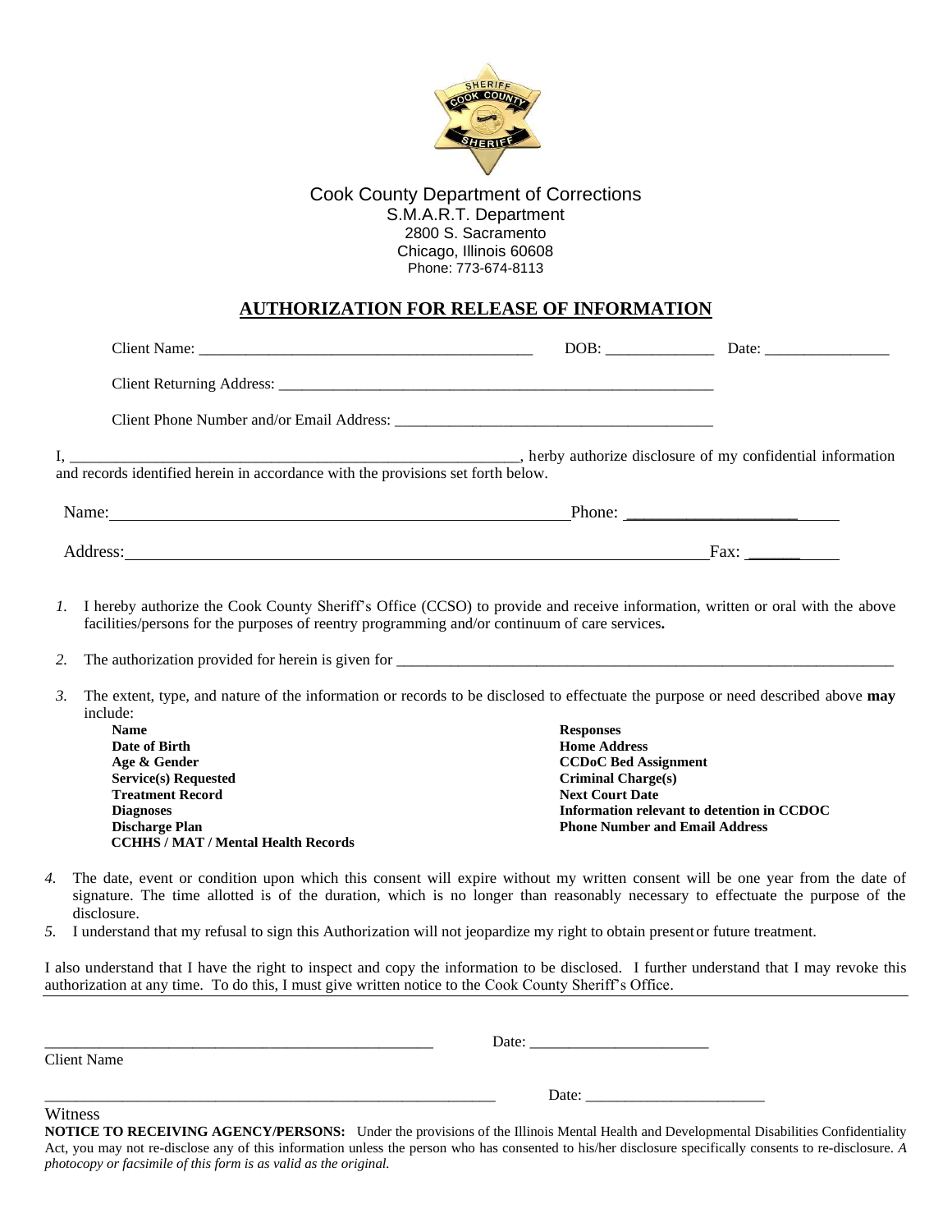Cook County Department of Corrections
S.M.A.R.T. Department
2800 S. Sacramento
Chicago, Illinois 60608
Phone: 773-674-8113

## AUTHORIZATION FOR RELEASE OF INFORMATION

Client Name: ___________________________________________ DOB: ______________ Date: ________________

Client Returning Address: ___________________________________________________________

Client Phone Number and/or Email Address: _________________________________________

I, ____________________________________________________________, herby authorize disclosure of my confidential information and records identified herein in accordance with the provisions set forth below.

Name: ____________________________________________________ Phone: ____________________

Address: ________________________________________________________________ Fax: ______

1. I hereby authorize the Cook County Sheriff's Office (CCSO) to provide and receive information, written or oral with the above facilities/persons for the purposes of reentry programming and/or continuum of care services**.**
2. The authorization provided for herein is given for ____________________________________________________________________
3. The extent, type, and nature of the information or records to be disclosed to effectuate the purpose or need described above **may** include:

| | |
|---|---|
| **Name** | **Responses** |
| **Date of Birth** | **Home Address** |
| **Age & Gender** | **CCDoC Bed Assignment** |
| **Service(s) Requested** | **Criminal Charge(s)** |
| **Treatment Record** | **Next Court Date** |
| **Diagnoses** | **Information relevant to detention in CCDOC** |
| **Discharge Plan** | **Phone Number and Email Address** |
| **CCHHS / MAT / Mental Health Records** | |

4. The date, event or condition upon which this consent will expire without my written consent will be one year from the date of signature. The time allotted is of the duration, which is no longer than reasonably necessary to effectuate the purpose of the disclosure.
5. I understand that my refusal to sign this Authorization will not jeopardize my right to obtain present or future treatment.

I also understand that I have the right to inspect and copy the information to be disclosed. I further understand that I may revoke this authorization at any time. To do this, I must give written notice to the Cook County Sheriff's Office.

_____________________________________________________ Date: ________________________

Client Name

_____________________________________________________________ Date: _______________________

Witness

**NOTICE TO RECEIVING AGENCY/PERSONS:** Under the provisions of the Illinois Mental Health and Developmental Disabilities Confidentiality Act, you may not re-disclose any of this information unless the person who has consented to his/her disclosure specifically consents to re-disclosure. *A photocopy or facsimile of this form is as valid as the original.*